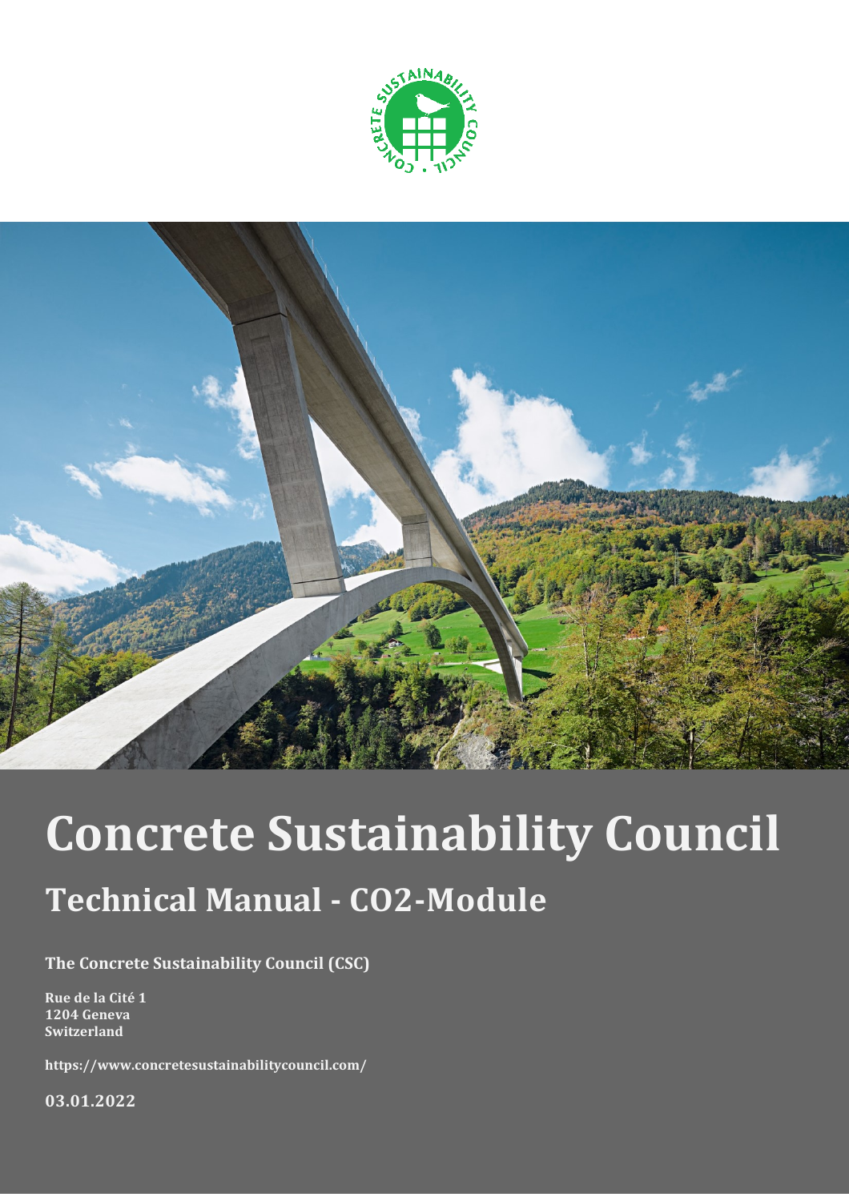# Concrete Sustainability Council

## Technical Manual - CO2-Module

**The Concrete Sustainability Council (CSC)**

**Rue de la Cité 1**
**1204 Geneva**
**Switzerland**

**https://www.concretesustainabilitycouncil.com/**

**03.01.2022**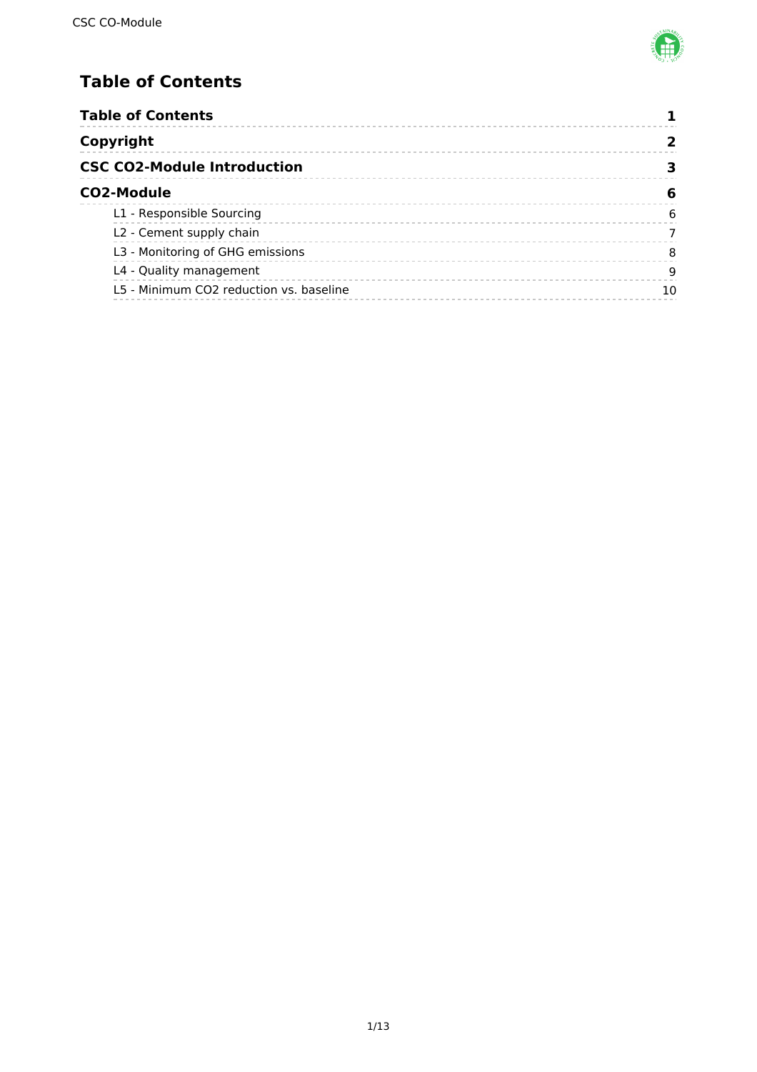# Table of Contents

| | |
|---|---|
| **Table of Contents** | **1** |
| **Copyright** | **2** |
| **CSC CO2-Module Introduction** | **3** |
| **CO2-Module** | **6** |
| L1 - Responsible Sourcing | 6 |
| L2 - Cement supply chain | 7 |
| L3 - Monitoring of GHG emissions | 8 |
| L4 - Quality management | 9 |
| L5 - Minimum CO2 reduction vs. baseline | 10 |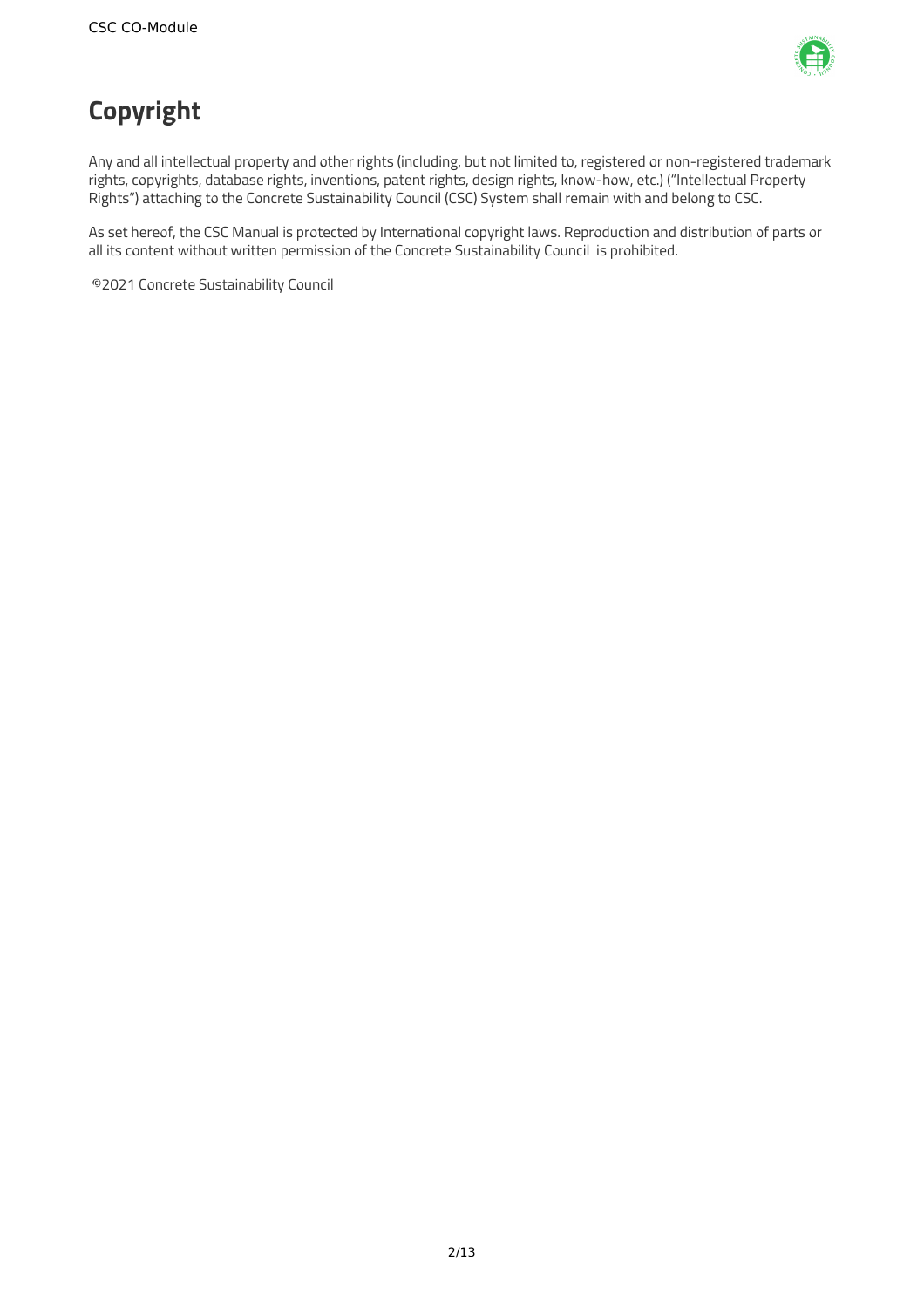# Copyright

Any and all intellectual property and other rights (including, but not limited to, registered or non-registered trademark rights, copyrights, database rights, inventions, patent rights, design rights, know-how, etc.) ("Intellectual Property Rights") attaching to the Concrete Sustainability Council (CSC) System shall remain with and belong to CSC.

As set hereof, the CSC Manual is protected by International copyright laws. Reproduction and distribution of parts or all its content without written permission of the Concrete Sustainability Council is prohibited.

©2021 Concrete Sustainability Council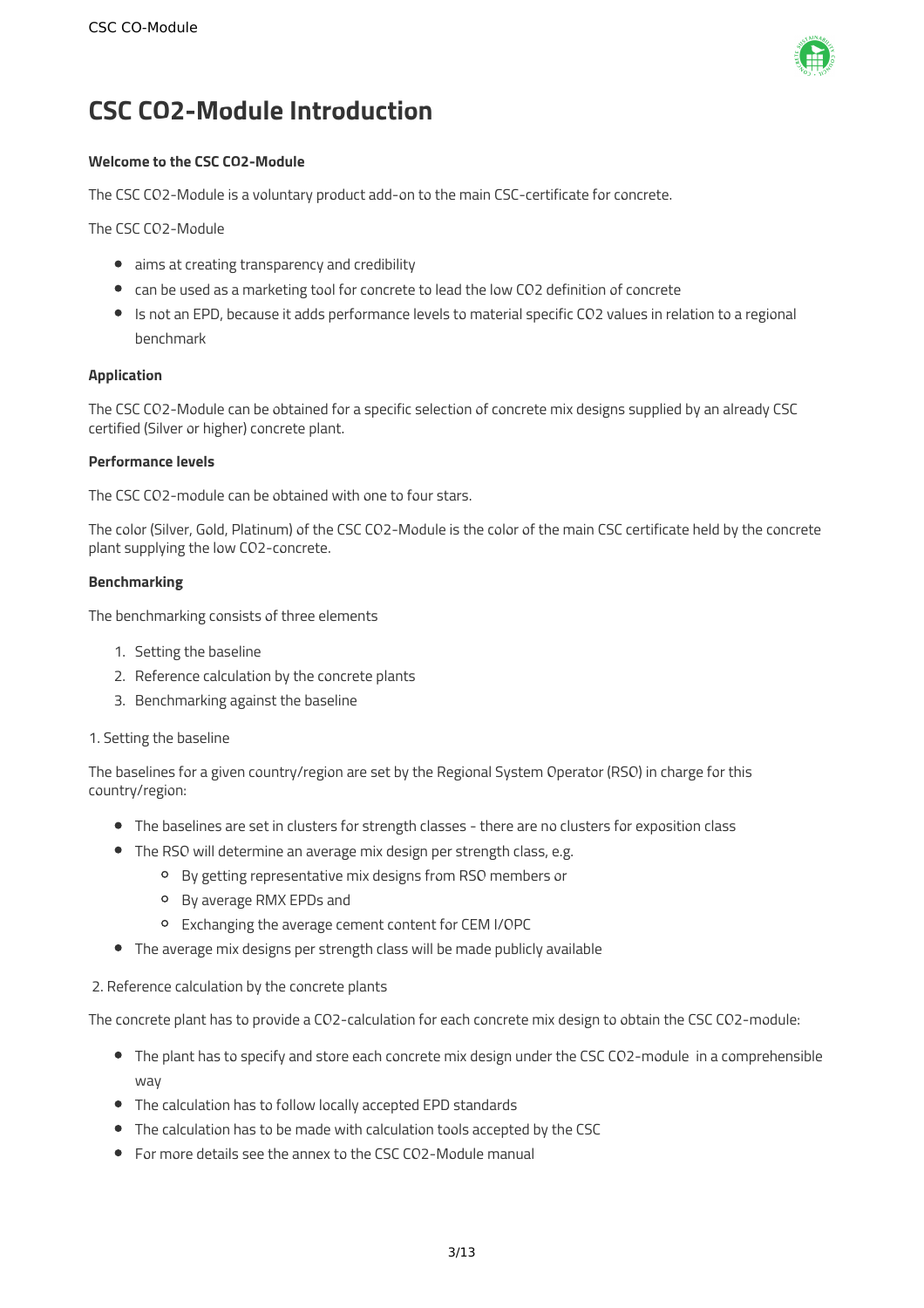# CSC CO2-Module Introduction

**Welcome to the CSC CO2-Module**

The CSC CO2-Module is a voluntary product add-on to the main CSC-certificate for concrete.

The CSC CO2-Module

- aims at creating transparency and credibility
- can be used as a marketing tool for concrete to lead the low CO2 definition of concrete
- Is not an EPD, because it adds performance levels to material specific CO2 values in relation to a regional benchmark

**Application**

The CSC CO2-Module can be obtained for a specific selection of concrete mix designs supplied by an already CSC certified (Silver or higher) concrete plant.

**Performance levels**

The CSC CO2-module can be obtained with one to four stars.

The color (Silver, Gold, Platinum) of the CSC CO2-Module is the color of the main CSC certificate held by the concrete plant supplying the low CO2-concrete.

**Benchmarking**

The benchmarking consists of three elements

1. Setting the baseline
2. Reference calculation by the concrete plants
3. Benchmarking against the baseline

1. Setting the baseline

The baselines for a given country/region are set by the Regional System Operator (RSO) in charge for this country/region:

- The baselines are set in clusters for strength classes - there are no clusters for exposition class
- The RSO will determine an average mix design per strength class, e.g.
    - By getting representative mix designs from RSO members or
    - By average RMX EPDs and
    - Exchanging the average cement content for CEM I/OPC
- The average mix designs per strength class will be made publicly available

2. Reference calculation by the concrete plants

The concrete plant has to provide a CO2-calculation for each concrete mix design to obtain the CSC CO2-module:

- The plant has to specify and store each concrete mix design under the CSC CO2-module in a comprehensible way
- The calculation has to follow locally accepted EPD standards
- The calculation has to be made with calculation tools accepted by the CSC
- For more details see the annex to the CSC CO2-Module manual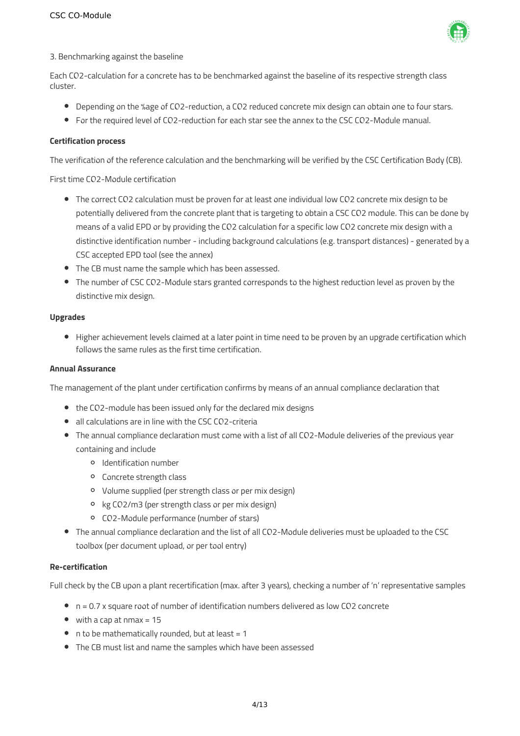3. Benchmarking against the baseline

Each $CO_2$-calculation for a concrete has to be benchmarked against the baseline of its respective strength class cluster.

- Depending on the %age of $CO_2$-reduction, a $CO_2$ reduced concrete mix design can obtain one to four stars.
- For the required level of $CO_2$-reduction for each star see the annex to the CSC $CO_2$-Module manual.

**Certification process**

The verification of the reference calculation and the benchmarking will be verified by the CSC Certification Body (CB).

First time $CO_2$-Module certification

- The correct $CO_2$ calculation must be proven for at least one individual low $CO_2$ concrete mix design to be potentially delivered from the concrete plant that is targeting to obtain a CSC $CO_2$ module. This can be done by means of a valid EPD or by providing the $CO_2$ calculation for a specific low $CO_2$ concrete mix design with a distinctive identification number - including background calculations (e.g. transport distances) - generated by a CSC accepted EPD tool (see the annex)
- The CB must name the sample which has been assessed.
- The number of CSC $CO_2$-Module stars granted corresponds to the highest reduction level as proven by the distinctive mix design.

**Upgrades**

- Higher achievement levels claimed at a later point in time need to be proven by an upgrade certification which follows the same rules as the first time certification.

**Annual Assurance**

The management of the plant under certification confirms by means of an annual compliance declaration that

- the $CO_2$-module has been issued only for the declared mix designs
- all calculations are in line with the CSC $CO_2$-criteria
- The annual compliance declaration must come with a list of all $CO_2$-Module deliveries of the previous year containing and include
  - Identification number
  - Concrete strength class
  - Volume supplied (per strength class or per mix design)
  - kg $CO_2$/m3 (per strength class or per mix design)
  - $CO_2$-Module performance (number of stars)
- The annual compliance declaration and the list of all $CO_2$-Module deliveries must be uploaded to the CSC toolbox (per document upload, or per tool entry)

**Re-certification**

Full check by the CB upon a plant recertification (max. after 3 years), checking a number of 'n' representative samples

- n = 0.7 x square root of number of identification numbers delivered as low $CO_2$ concrete
- with a cap at nmax = 15
- n to be mathematically rounded, but at least = 1
- The CB must list and name the samples which have been assessed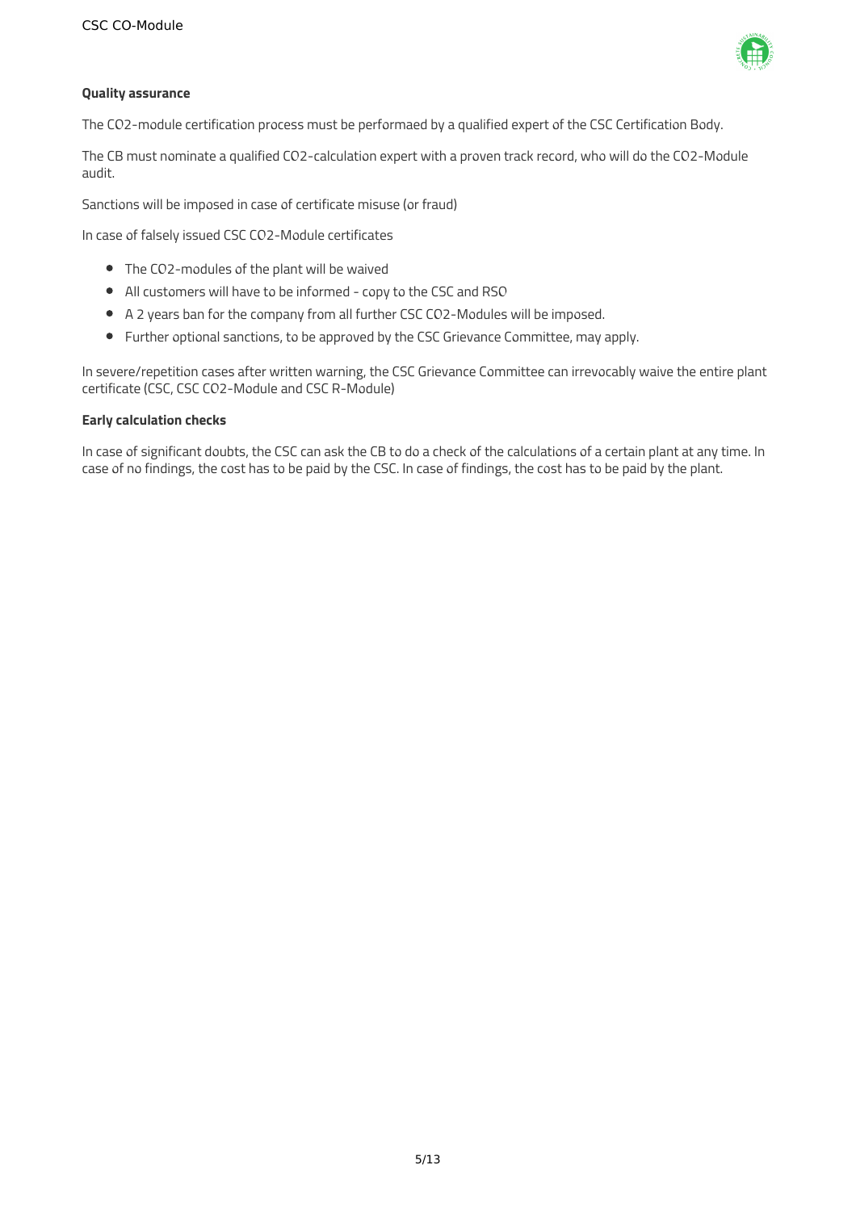**Quality assurance**

The CO2-module certification process must be performaed by a qualified expert of the CSC Certification Body.

The CB must nominate a qualified CO2-calculation expert with a proven track record, who will do the CO2-Module audit.

Sanctions will be imposed in case of certificate misuse (or fraud)

In case of falsely issued CSC CO2-Module certificates

- The CO2-modules of the plant will be waived
- All customers will have to be informed - copy to the CSC and RSO
- A 2 years ban for the company from all further CSC CO2-Modules will be imposed.
- Further optional sanctions, to be approved by the CSC Grievance Committee, may apply.

In severe/repetition cases after written warning, the CSC Grievance Committee can irrevocably waive the entire plant certificate (CSC, CSC CO2-Module and CSC R-Module)

**Early calculation checks**

In case of significant doubts, the CSC can ask the CB to do a check of the calculations of a certain plant at any time. In case of no findings, the cost has to be paid by the CSC. In case of findings, the cost has to be paid by the plant.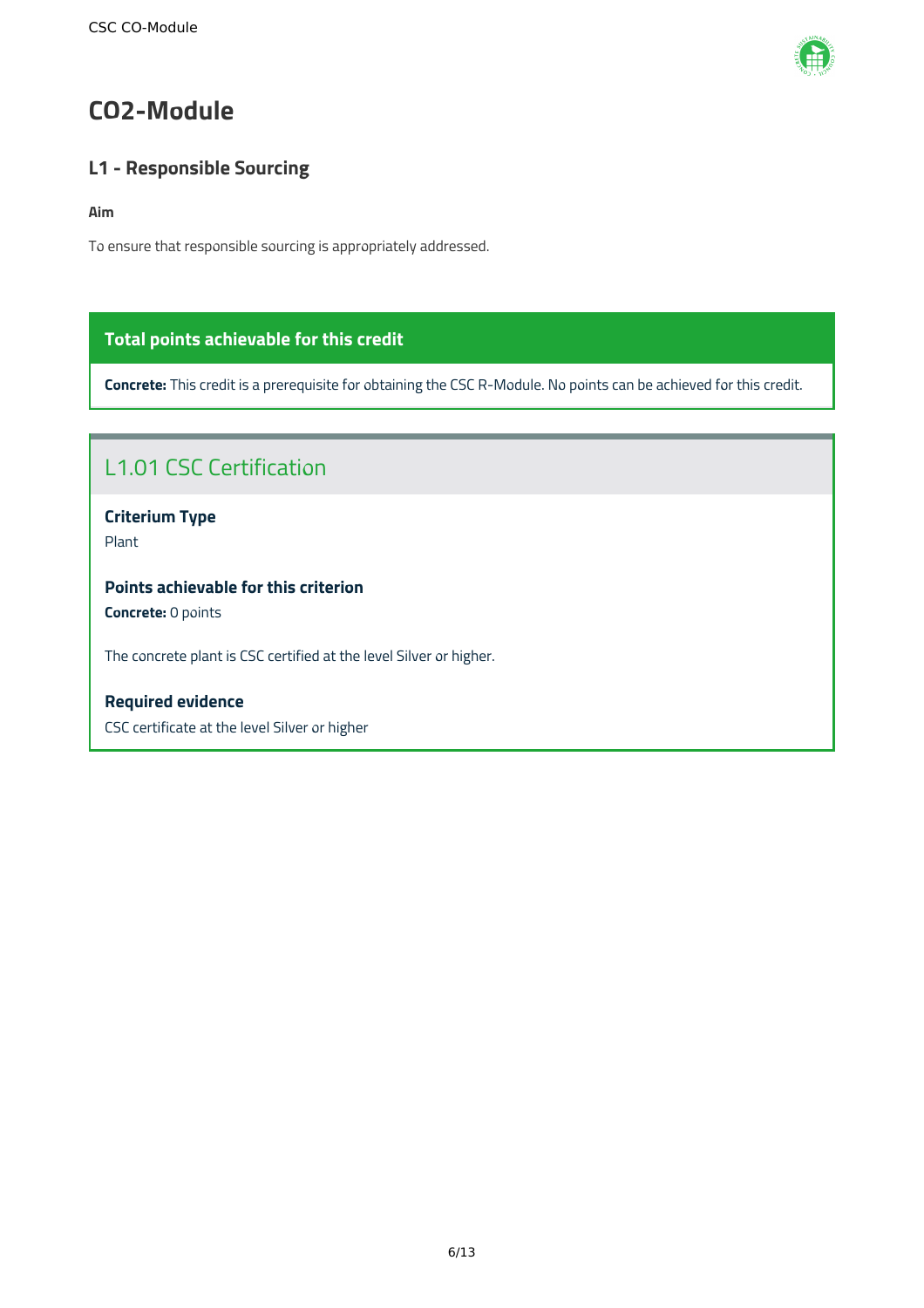# CO2-Module

## L1 - Responsible Sourcing

**Aim**

To ensure that responsible sourcing is appropriately addressed.

**Total points achievable for this credit**

**Concrete:** This credit is a prerequisite for obtaining the CSC R-Module. No points can be achieved for this credit.

### L1.01 CSC Certification

**Criterium Type**

Plant

**Points achievable for this criterion**

**Concrete:** 0 points

The concrete plant is CSC certified at the level Silver or higher.

**Required evidence**

CSC certificate at the level Silver or higher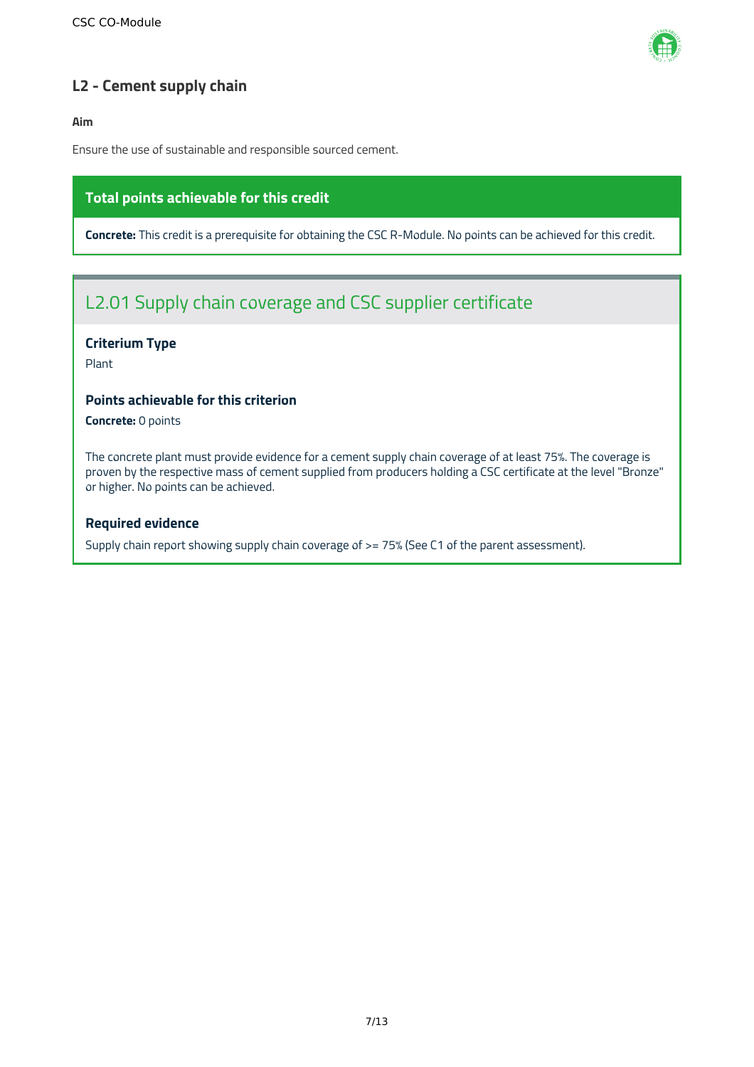## L2 - Cement supply chain

**Aim**

Ensure the use of sustainable and responsible sourced cement.

### Total points achievable for this credit

**Concrete:** This credit is a prerequisite for obtaining the CSC R-Module. No points can be achieved for this credit.

### L2.01 Supply chain coverage and CSC supplier certificate

#### Criterium Type

Plant

#### Points achievable for this criterion

**Concrete:** 0 points

The concrete plant must provide evidence for a cement supply chain coverage of at least 75%. The coverage is proven by the respective mass of cement supplied from producers holding a CSC certificate at the level "Bronze" or higher. No points can be achieved.

#### Required evidence

Supply chain report showing supply chain coverage of >= 75% (See C1 of the parent assessment).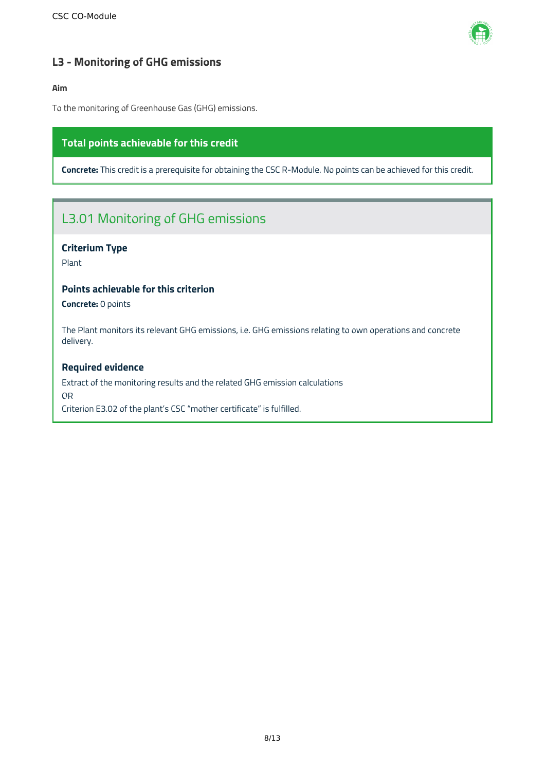## L3 - Monitoring of GHG emissions

**Aim**

To the monitoring of Greenhouse Gas (GHG) emissions.

**Total points achievable for this credit**

**Concrete:** This credit is a prerequisite for obtaining the CSC R-Module. No points can be achieved for this credit.

### L3.01 Monitoring of GHG emissions

**Criterium Type**

Plant

**Points achievable for this criterion**

**Concrete:** 0 points

The Plant monitors its relevant GHG emissions, i.e. GHG emissions relating to own operations and concrete delivery.

**Required evidence**

Extract of the monitoring results and the related GHG emission calculations

OR

Criterion E3.02 of the plant's CSC "mother certificate" is fulfilled.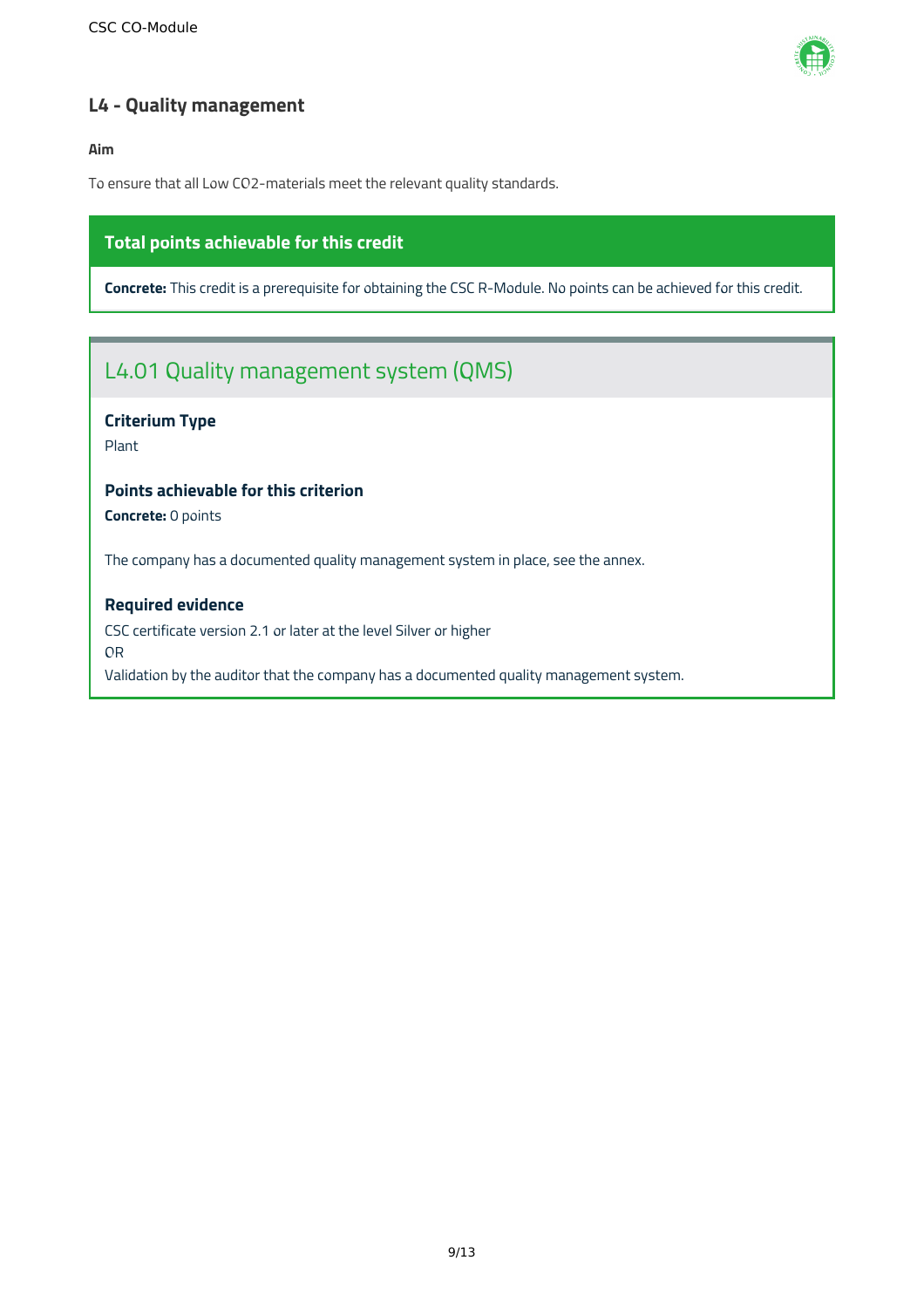## L4 - Quality management

**Aim**

To ensure that all Low CO2-materials meet the relevant quality standards.

**Total points achievable for this credit**

**Concrete:** This credit is a prerequisite for obtaining the CSC R-Module. No points can be achieved for this credit.

### L4.01 Quality management system (QMS)

**Criterium Type**

Plant

**Points achievable for this criterion**

**Concrete:** 0 points

The company has a documented quality management system in place, see the annex.

**Required evidence**

CSC certificate version 2.1 or later at the level Silver or higher
OR
Validation by the auditor that the company has a documented quality management system.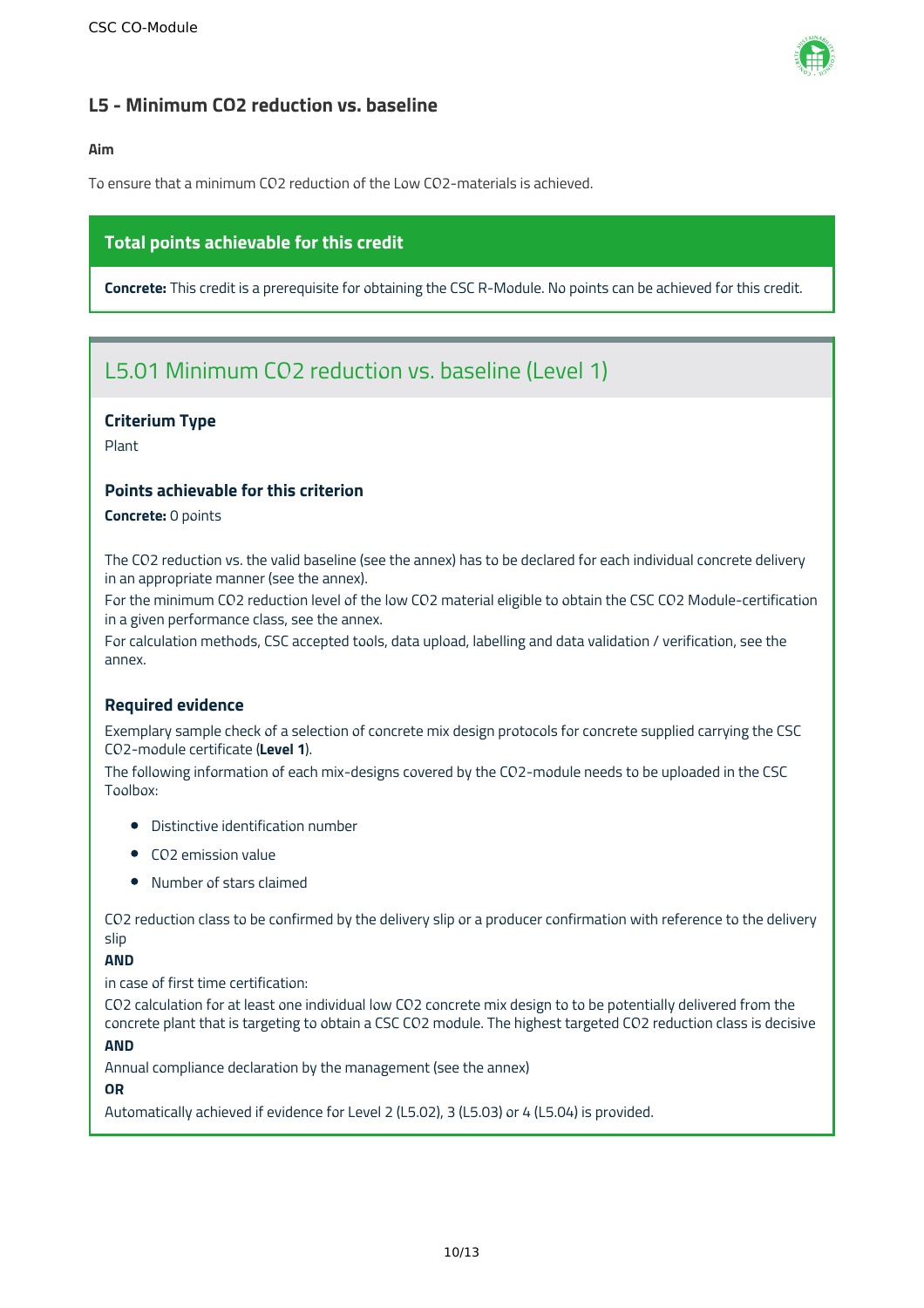## L5 - Minimum $CO_2$ reduction vs. baseline

**Aim**

To ensure that a minimum $CO_2$ reduction of the Low $CO_2$-materials is achieved.

### Total points achievable for this credit

**Concrete:** This credit is a prerequisite for obtaining the CSC R-Module. No points can be achieved for this credit.

## L5.01 Minimum $CO_2$ reduction vs. baseline (Level 1)

### Criterium Type

Plant

### Points achievable for this criterion

**Concrete:** 0 points

The $CO_2$ reduction vs. the valid baseline (see the annex) has to be declared for each individual concrete delivery in an appropriate manner (see the annex).
For the minimum $CO_2$ reduction level of the low $CO_2$ material eligible to obtain the CSC $CO_2$ Module-certification in a given performance class, see the annex.
For calculation methods, CSC accepted tools, data upload, labelling and data validation / verification, see the annex.

### Required evidence

Exemplary sample check of a selection of concrete mix design protocols for concrete supplied carrying the CSC $CO_2$-module certificate (**Level 1**).
The following information of each mix-designs covered by the $CO_2$-module needs to be uploaded in the CSC Toolbox:

- Distinctive identification number
- $CO_2$ emission value
- Number of stars claimed

$CO_2$ reduction class to be confirmed by the delivery slip or a producer confirmation with reference to the delivery slip

**AND**

in case of first time certification:
$CO_2$ calculation for at least one individual low $CO_2$ concrete mix design to to be potentially delivered from the concrete plant that is targeting to obtain a CSC $CO_2$ module. The highest targeted $CO_2$ reduction class is decisive

**AND**

Annual compliance declaration by the management (see the annex)

**OR**

Automatically achieved if evidence for Level 2 (L5.02), 3 (L5.03) or 4 (L5.04) is provided.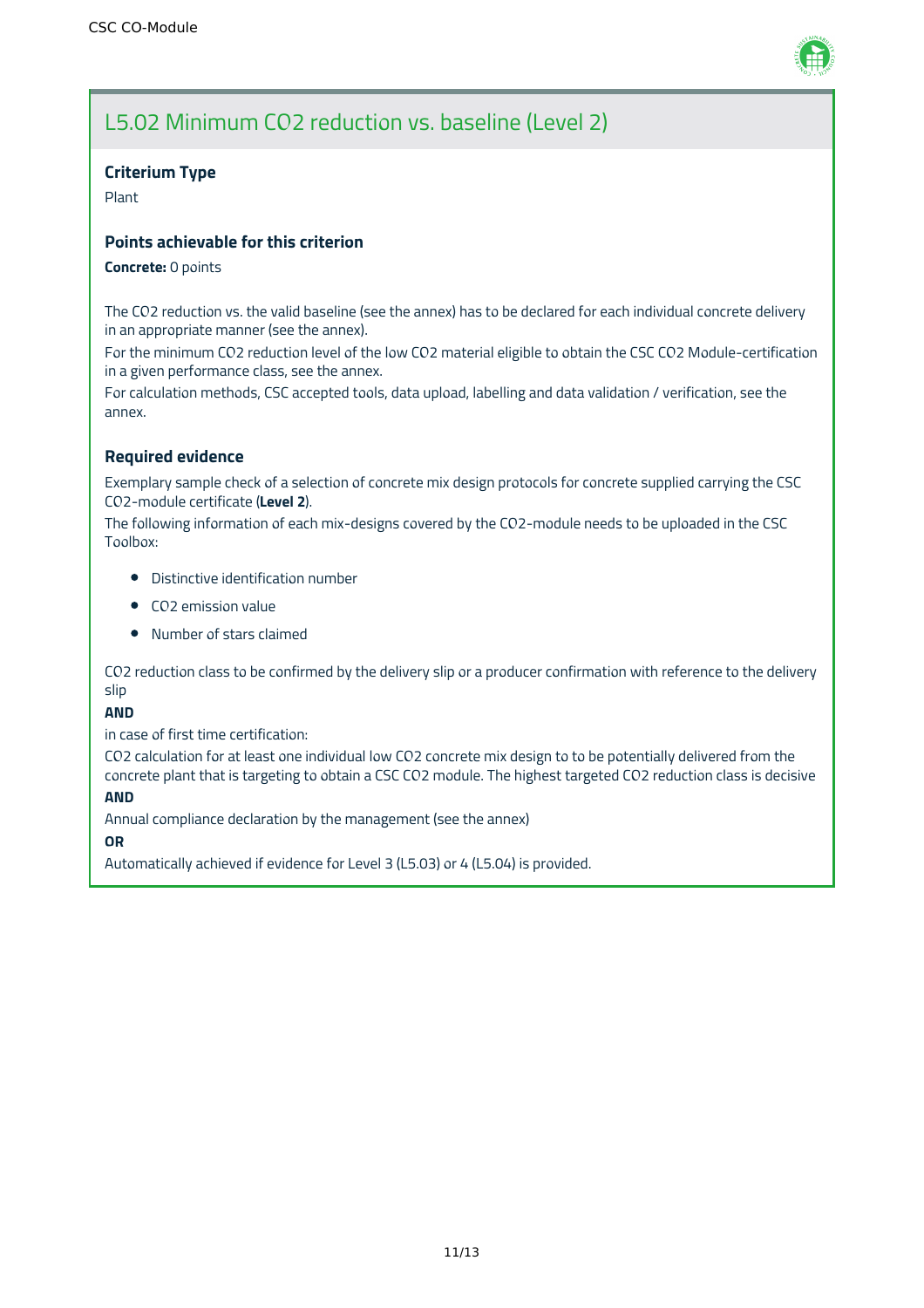## L5.02 Minimum $CO_2$ reduction vs. baseline (Level 2)

### Criterium Type

Plant

### Points achievable for this criterion

**Concrete:** 0 points

The $CO_2$ reduction vs. the valid baseline (see the annex) has to be declared for each individual concrete delivery in an appropriate manner (see the annex).

For the minimum $CO_2$ reduction level of the low $CO_2$ material eligible to obtain the CSC $CO_2$ Module-certification in a given performance class, see the annex.

For calculation methods, CSC accepted tools, data upload, labelling and data validation / verification, see the annex.

### Required evidence

Exemplary sample check of a selection of concrete mix design protocols for concrete supplied carrying the CSC $CO_2$-module certificate (**Level 2**).

The following information of each mix-designs covered by the $CO_2$-module needs to be uploaded in the CSC Toolbox:

- Distinctive identification number
- $CO_2$ emission value
- Number of stars claimed

$CO_2$ reduction class to be confirmed by the delivery slip or a producer confirmation with reference to the delivery slip

**AND**

in case of first time certification:

$CO_2$ calculation for at least one individual low $CO_2$ concrete mix design to to be potentially delivered from the concrete plant that is targeting to obtain a CSC $CO_2$ module. The highest targeted $CO_2$ reduction class is decisive

**AND**

Annual compliance declaration by the management (see the annex)

**OR**

Automatically achieved if evidence for Level 3 (L5.03) or 4 (L5.04) is provided.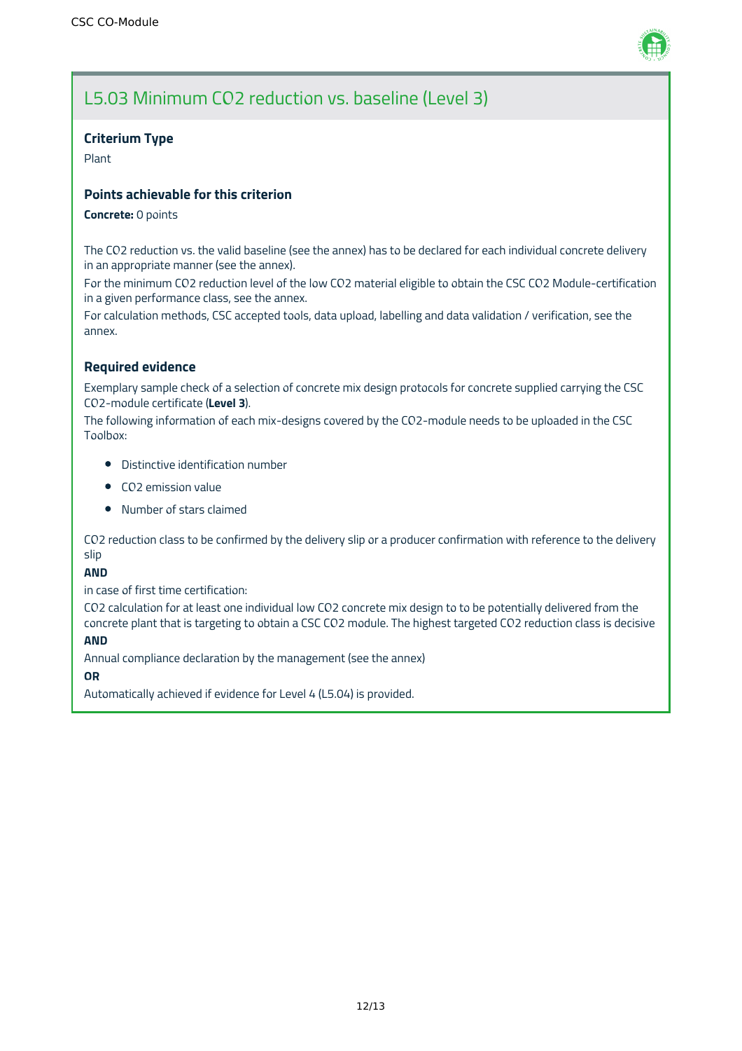## L5.03 Minimum $CO_2$ reduction vs. baseline (Level 3)

### Criterium Type

Plant

### Points achievable for this criterion

**Concrete:** 0 points

The $CO_2$ reduction vs. the valid baseline (see the annex) has to be declared for each individual concrete delivery in an appropriate manner (see the annex).

For the minimum $CO_2$ reduction level of the low $CO_2$ material eligible to obtain the CSC $CO_2$ Module-certification in a given performance class, see the annex.

For calculation methods, CSC accepted tools, data upload, labelling and data validation / verification, see the annex.

### Required evidence

Exemplary sample check of a selection of concrete mix design protocols for concrete supplied carrying the CSC $CO_2$-module certificate (**Level 3**).

The following information of each mix-designs covered by the $CO_2$-module needs to be uploaded in the CSC Toolbox:

- Distinctive identification number
- $CO_2$ emission value
- Number of stars claimed

$CO_2$ reduction class to be confirmed by the delivery slip or a producer confirmation with reference to the delivery slip

**AND**

in case of first time certification:

$CO_2$ calculation for at least one individual low $CO_2$ concrete mix design to to be potentially delivered from the concrete plant that is targeting to obtain a CSC $CO_2$ module. The highest targeted $CO_2$ reduction class is decisive

**AND**

Annual compliance declaration by the management (see the annex)

**OR**

Automatically achieved if evidence for Level 4 (L5.04) is provided.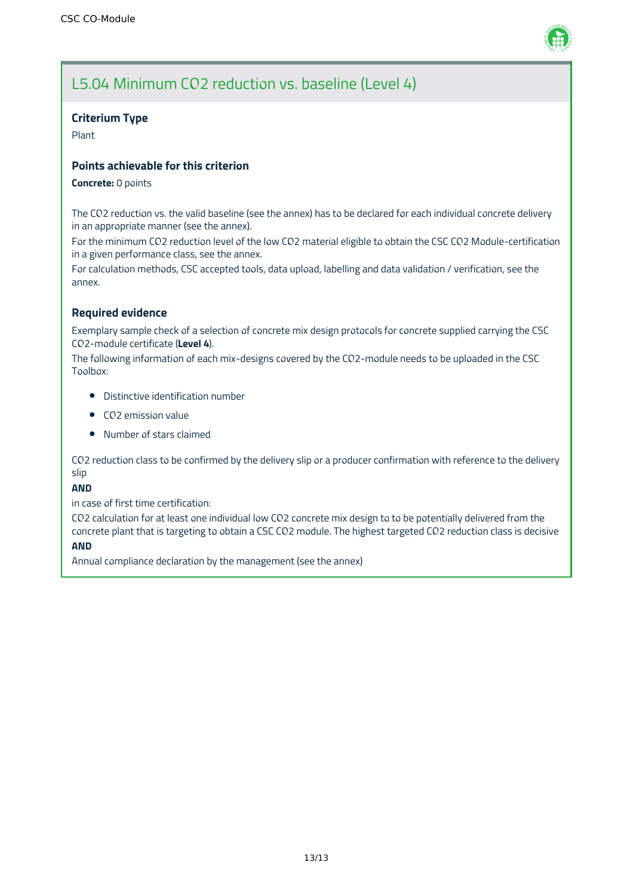## L5.04 Minimum $CO_2$ reduction vs. baseline (Level 4)

### Criterium Type

Plant

### Points achievable for this criterion

**Concrete:** 0 points

The $CO_2$ reduction vs. the valid baseline (see the annex) has to be declared for each individual concrete delivery in an appropriate manner (see the annex).

For the minimum $CO_2$ reduction level of the low $CO_2$ material eligible to obtain the CSC $CO_2$ Module-certification in a given performance class, see the annex.

For calculation methods, CSC accepted tools, data upload, labelling and data validation / verification, see the annex.

### Required evidence

Exemplary sample check of a selection of concrete mix design protocols for concrete supplied carrying the CSC $CO_2$-module certificate (**Level 4**).

The following information of each mix-designs covered by the $CO_2$-module needs to be uploaded in the CSC Toolbox:

- Distinctive identification number
- $CO_2$ emission value
- Number of stars claimed

$CO_2$ reduction class to be confirmed by the delivery slip or a producer confirmation with reference to the delivery slip

**AND**

in case of first time certification:

$CO_2$ calculation for at least one individual low $CO_2$ concrete mix design to to be potentially delivered from the concrete plant that is targeting to obtain a CSC $CO_2$ module. The highest targeted $CO_2$ reduction class is decisive

**AND**

Annual compliance declaration by the management (see the annex)